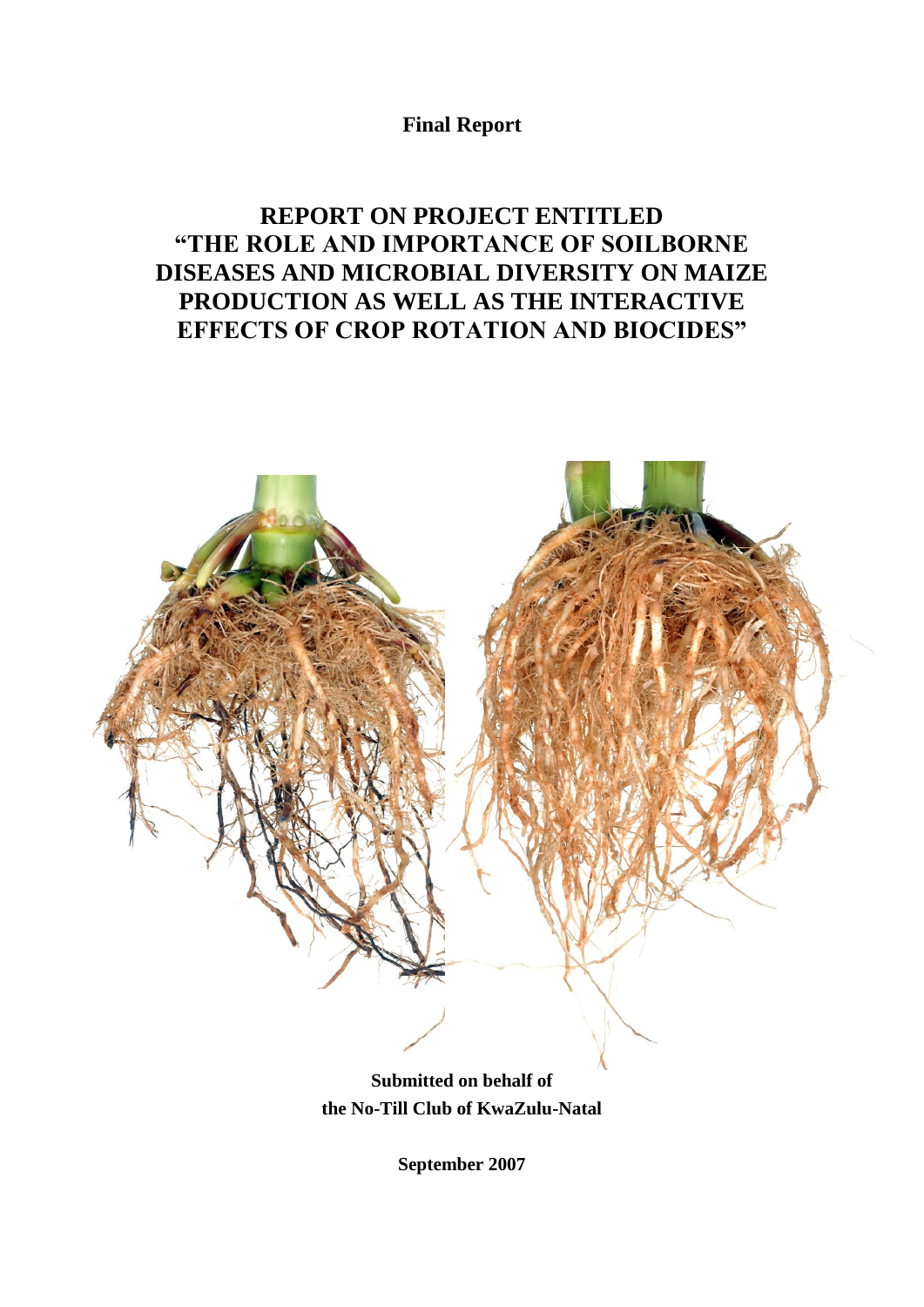**Final Report**

# REPORT ON PROJECT ENTITLED "THE ROLE AND IMPORTANCE OF SOILBORNE DISEASES AND MICROBIAL DIVERSITY ON MAIZE PRODUCTION AS WELL AS THE INTERACTIVE EFFECTS OF CROP ROTATION AND BIOCIDES"

**Submitted on behalf of the No-Till Club of KwaZulu-Natal**

**September 2007**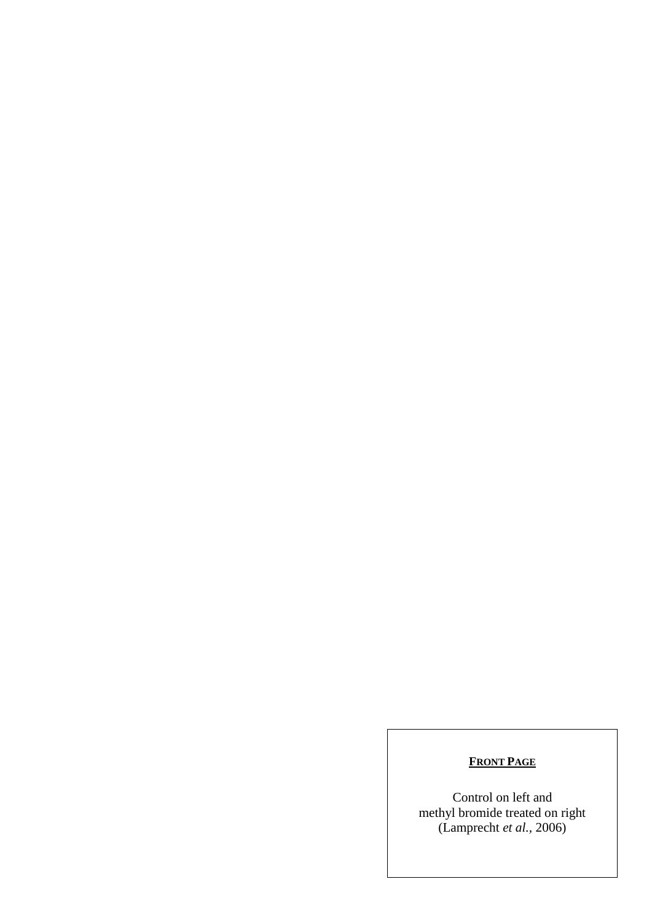**FRONT PAGE**

Control on left and
methyl bromide treated on right
(Lamprecht *et al.*, 2006)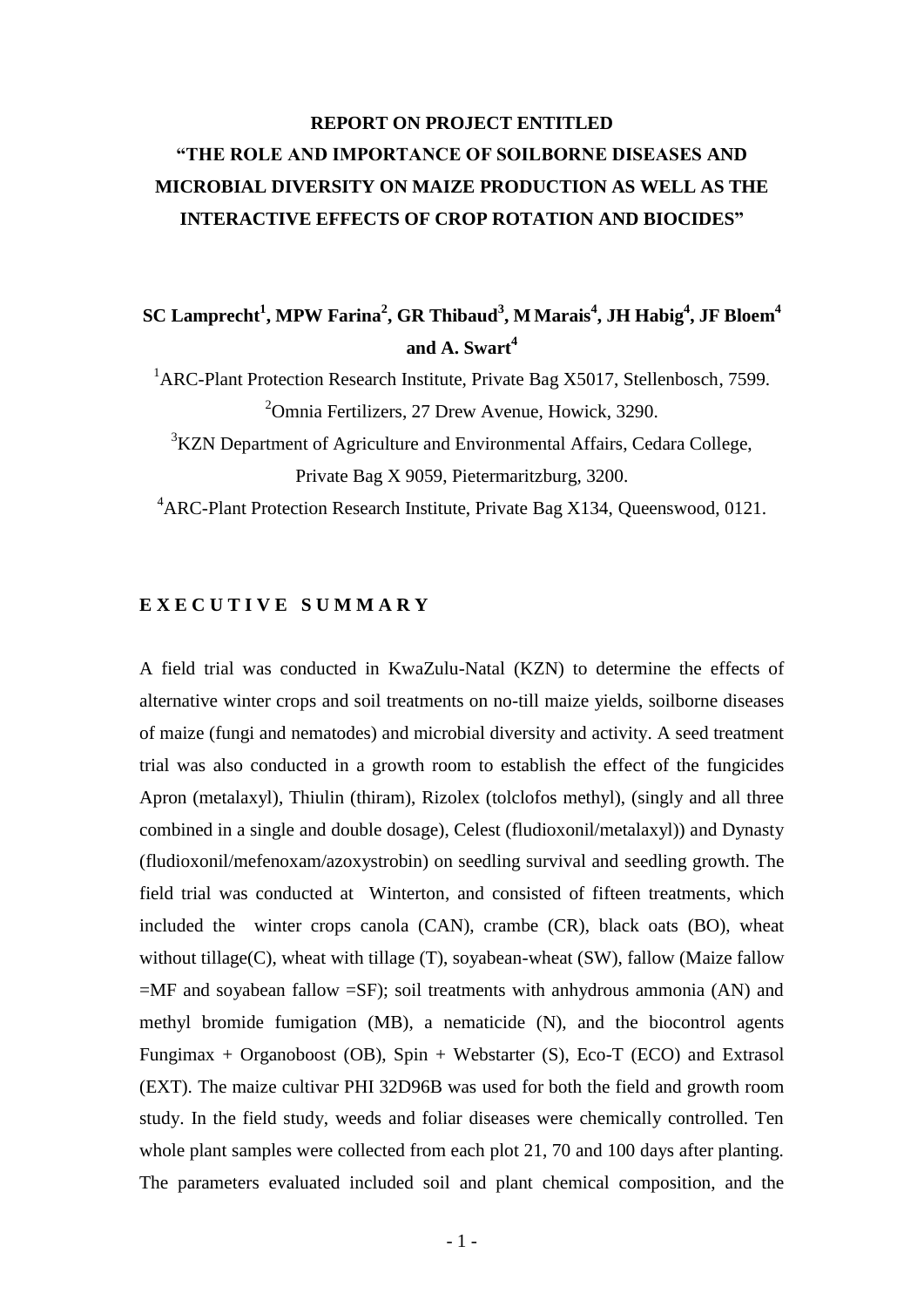# REPORT ON PROJECT ENTITLED "THE ROLE AND IMPORTANCE OF SOILBORNE DISEASES AND MICROBIAL DIVERSITY ON MAIZE PRODUCTION AS WELL AS THE INTERACTIVE EFFECTS OF CROP ROTATION AND BIOCIDES"

**SC Lamprecht[1], MPW Farina[2], GR Thibaud[3], M Marais[4], JH Habig[4], JF Bloem[4] and A. Swart[4]**

[1]ARC-Plant Protection Research Institute, Private Bag X5017, Stellenbosch, 7599.

[2]Omnia Fertilizers, 27 Drew Avenue, Howick, 3290.

[3]KZN Department of Agriculture and Environmental Affairs, Cedara College, Private Bag X 9059, Pietermaritzburg, 3200.

[4]ARC-Plant Protection Research Institute, Private Bag X134, Queenswood, 0121.

## EXECUTIVE SUMMARY

A field trial was conducted in KwaZulu-Natal (KZN) to determine the effects of alternative winter crops and soil treatments on no-till maize yields, soilborne diseases of maize (fungi and nematodes) and microbial diversity and activity. A seed treatment trial was also conducted in a growth room to establish the effect of the fungicides Apron (metalaxyl), Thiulin (thiram), Rizolex (tolclofos methyl), (singly and all three combined in a single and double dosage), Celest (fludioxonil/metalaxyl)) and Dynasty (fludioxonil/mefenoxam/azoxystrobin) on seedling survival and seedling growth. The field trial was conducted at Winterton, and consisted of fifteen treatments, which included the winter crops canola (CAN), crambe (CR), black oats (BO), wheat without tillage(C), wheat with tillage (T), soyabean-wheat (SW), fallow (Maize fallow =MF and soyabean fallow =SF); soil treatments with anhydrous ammonia (AN) and methyl bromide fumigation (MB), a nematicide (N), and the biocontrol agents Fungimax + Organoboost (OB), Spin + Webstarter (S), Eco-T (ECO) and Extrasol (EXT). The maize cultivar PHI 32D96B was used for both the field and growth room study. In the field study, weeds and foliar diseases were chemically controlled. Ten whole plant samples were collected from each plot 21, 70 and 100 days after planting. The parameters evaluated included soil and plant chemical composition, and the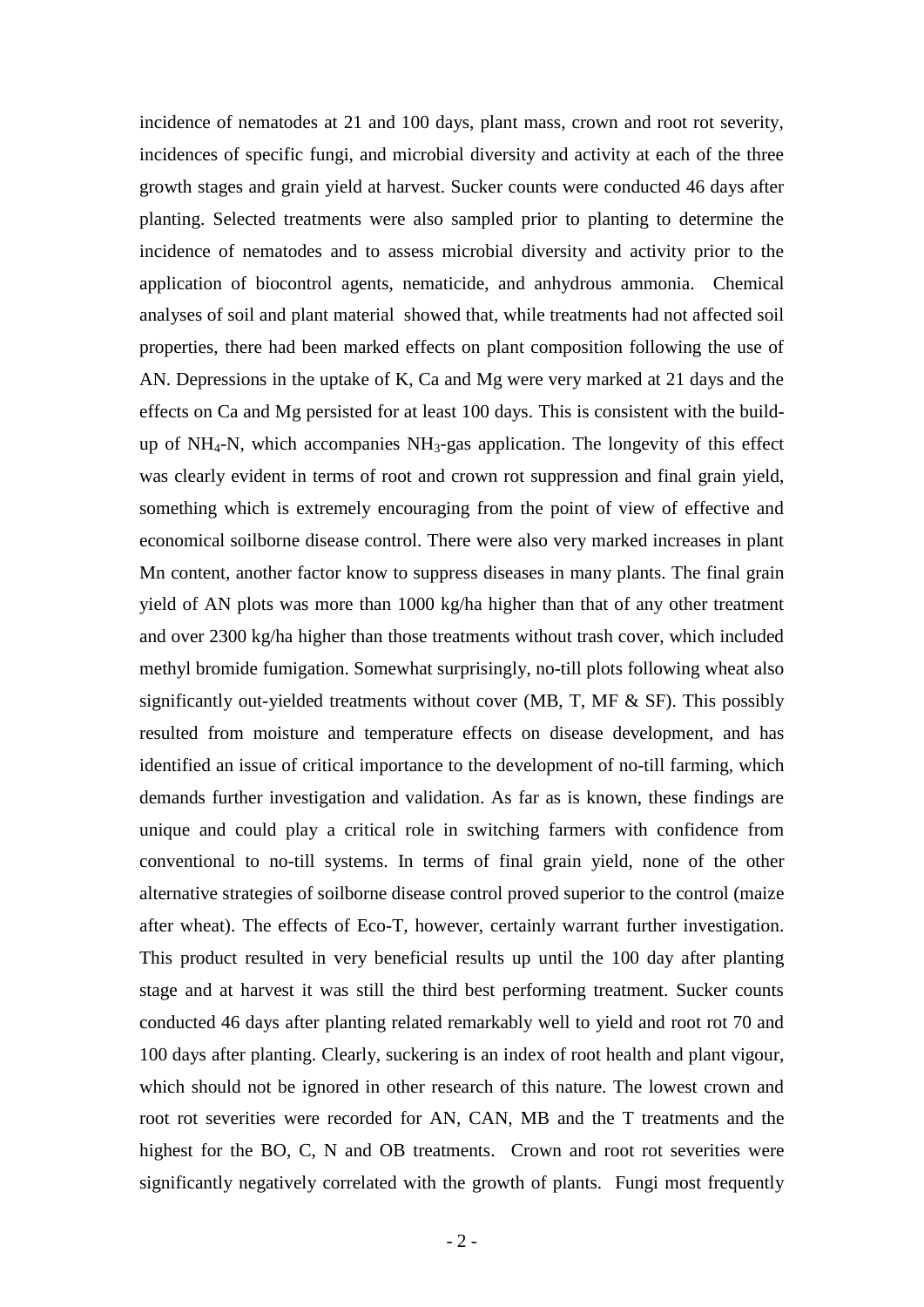incidence of nematodes at 21 and 100 days, plant mass, crown and root rot severity, incidences of specific fungi, and microbial diversity and activity at each of the three growth stages and grain yield at harvest. Sucker counts were conducted 46 days after planting. Selected treatments were also sampled prior to planting to determine the incidence of nematodes and to assess microbial diversity and activity prior to the application of biocontrol agents, nematicide, and anhydrous ammonia. Chemical analyses of soil and plant material showed that, while treatments had not affected soil properties, there had been marked effects on plant composition following the use of AN. Depressions in the uptake of K, Ca and Mg were very marked at 21 days and the effects on Ca and Mg persisted for at least 100 days. This is consistent with the build-up of $NH_4$-N, which accompanies $NH_3$-gas application. The longevity of this effect was clearly evident in terms of root and crown rot suppression and final grain yield, something which is extremely encouraging from the point of view of effective and economical soilborne disease control. There were also very marked increases in plant Mn content, another factor know to suppress diseases in many plants. The final grain yield of AN plots was more than 1000 kg/ha higher than that of any other treatment and over 2300 kg/ha higher than those treatments without trash cover, which included methyl bromide fumigation. Somewhat surprisingly, no-till plots following wheat also significantly out-yielded treatments without cover (MB, T, MF & SF). This possibly resulted from moisture and temperature effects on disease development, and has identified an issue of critical importance to the development of no-till farming, which demands further investigation and validation. As far as is known, these findings are unique and could play a critical role in switching farmers with confidence from conventional to no-till systems. In terms of final grain yield, none of the other alternative strategies of soilborne disease control proved superior to the control (maize after wheat). The effects of Eco-T, however, certainly warrant further investigation. This product resulted in very beneficial results up until the 100 day after planting stage and at harvest it was still the third best performing treatment. Sucker counts conducted 46 days after planting related remarkably well to yield and root rot 70 and 100 days after planting. Clearly, suckering is an index of root health and plant vigour, which should not be ignored in other research of this nature. The lowest crown and root rot severities were recorded for AN, CAN, MB and the T treatments and the highest for the BO, C, N and OB treatments. Crown and root rot severities were significantly negatively correlated with the growth of plants. Fungi most frequently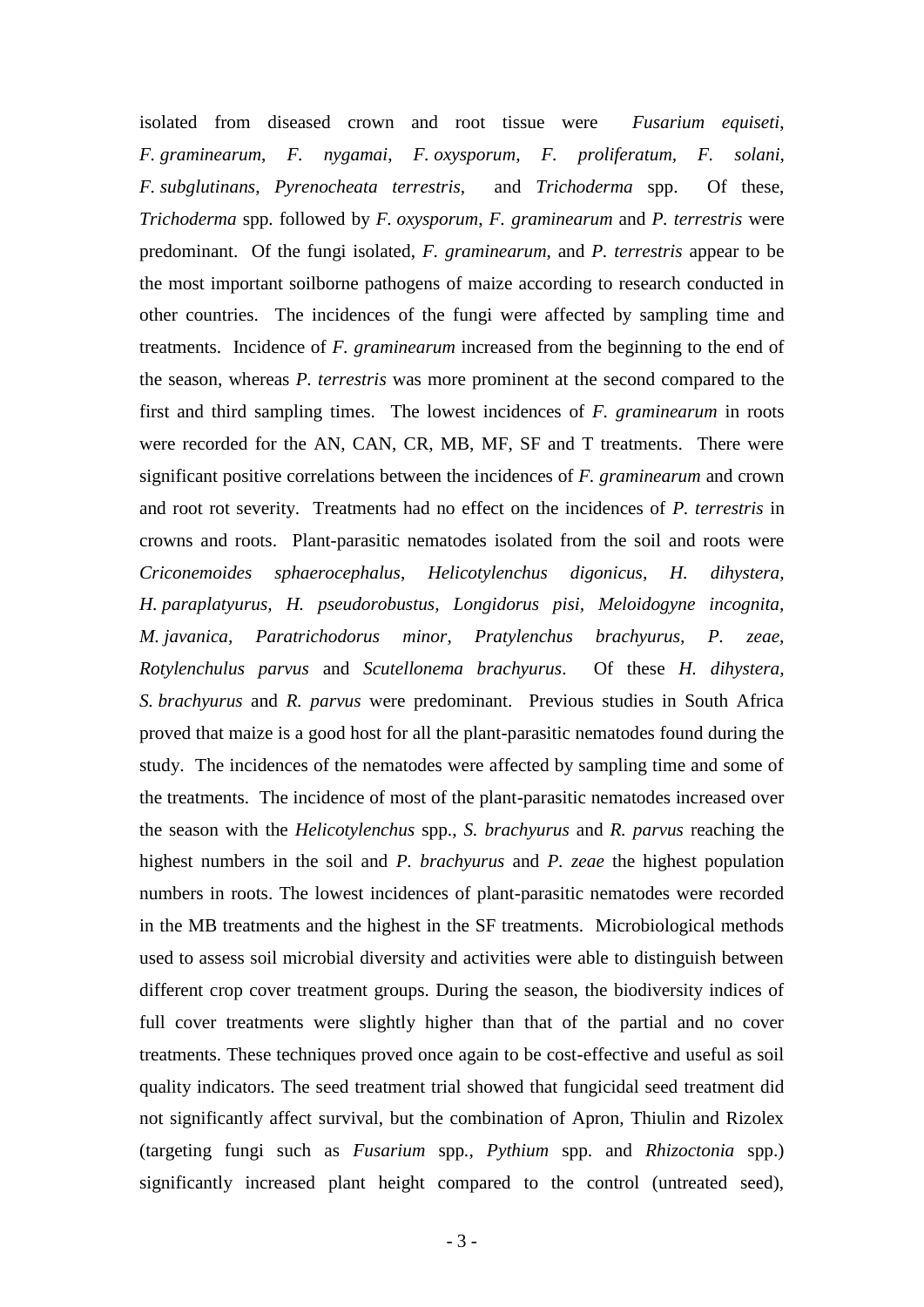isolated from diseased crown and root tissue were *Fusarium equiseti*, *F. graminearum*, *F. nygamai*, *F. oxysporum*, *F. proliferatum*, *F. solani*, *F. subglutinans*, *Pyrenocheata terrestris*, and *Trichoderma* spp. Of these, *Trichoderma* spp. followed by *F. oxysporum*, *F. graminearum* and *P. terrestris* were predominant. Of the fungi isolated, *F. graminearum*, and *P. terrestris* appear to be the most important soilborne pathogens of maize according to research conducted in other countries. The incidences of the fungi were affected by sampling time and treatments. Incidence of *F. graminearum* increased from the beginning to the end of the season, whereas *P. terrestris* was more prominent at the second compared to the first and third sampling times. The lowest incidences of *F. graminearum* in roots were recorded for the AN, CAN, CR, MB, MF, SF and T treatments. There were significant positive correlations between the incidences of *F. graminearum* and crown and root rot severity. Treatments had no effect on the incidences of *P. terrestris* in crowns and roots. Plant-parasitic nematodes isolated from the soil and roots were *Criconemoides sphaerocephalus*, *Helicotylenchus digonicus*, *H. dihystera*, *H. paraplatyurus*, *H. pseudorobustus*, *Longidorus pisi*, *Meloidogyne incognita*, *M. javanica*, *Paratrichodorus minor*, *Pratylenchus brachyurus*, *P. zeae*, *Rotylenchulus parvus* and *Scutellonema brachyurus*. Of these *H. dihystera*, *S. brachyurus* and *R. parvus* were predominant. Previous studies in South Africa proved that maize is a good host for all the plant-parasitic nematodes found during the study. The incidences of the nematodes were affected by sampling time and some of the treatments. The incidence of most of the plant-parasitic nematodes increased over the season with the *Helicotylenchus* spp., *S. brachyurus* and *R. parvus* reaching the highest numbers in the soil and *P. brachyurus* and *P. zeae* the highest population numbers in roots. The lowest incidences of plant-parasitic nematodes were recorded in the MB treatments and the highest in the SF treatments. Microbiological methods used to assess soil microbial diversity and activities were able to distinguish between different crop cover treatment groups. During the season, the biodiversity indices of full cover treatments were slightly higher than that of the partial and no cover treatments. These techniques proved once again to be cost-effective and useful as soil quality indicators. The seed treatment trial showed that fungicidal seed treatment did not significantly affect survival, but the combination of Apron, Thiulin and Rizolex (targeting fungi such as *Fusarium* spp., *Pythium* spp. and *Rhizoctonia* spp.) significantly increased plant height compared to the control (untreated seed),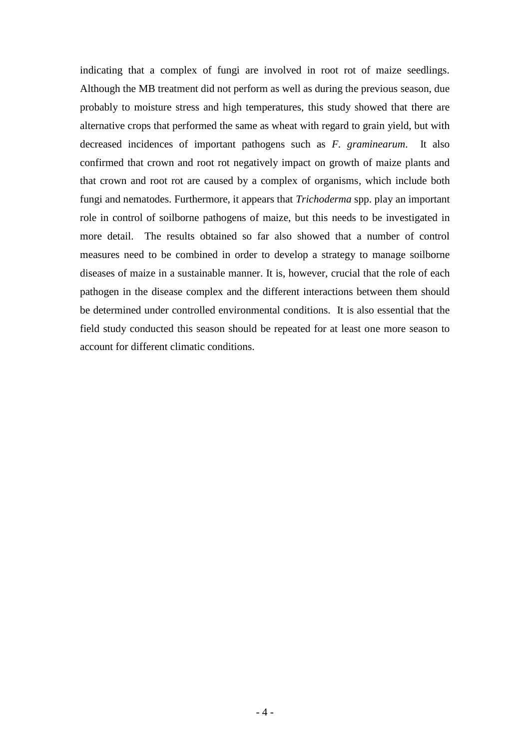indicating that a complex of fungi are involved in root rot of maize seedlings. Although the MB treatment did not perform as well as during the previous season, due probably to moisture stress and high temperatures, this study showed that there are alternative crops that performed the same as wheat with regard to grain yield, but with decreased incidences of important pathogens such as *F. graminearum*. It also confirmed that crown and root rot negatively impact on growth of maize plants and that crown and root rot are caused by a complex of organisms, which include both fungi and nematodes. Furthermore, it appears that *Trichoderma* spp. play an important role in control of soilborne pathogens of maize, but this needs to be investigated in more detail. The results obtained so far also showed that a number of control measures need to be combined in order to develop a strategy to manage soilborne diseases of maize in a sustainable manner. It is, however, crucial that the role of each pathogen in the disease complex and the different interactions between them should be determined under controlled environmental conditions. It is also essential that the field study conducted this season should be repeated for at least one more season to account for different climatic conditions.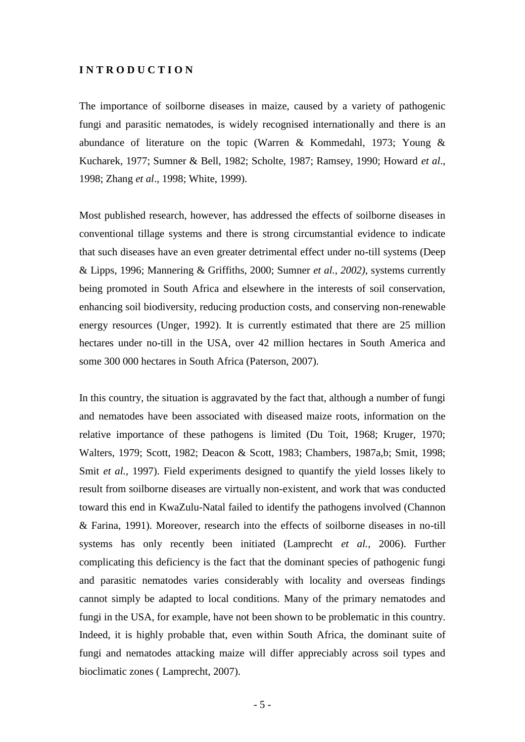# INTRODUCTION

The importance of soilborne diseases in maize, caused by a variety of pathogenic fungi and parasitic nematodes, is widely recognised internationally and there is an abundance of literature on the topic (Warren & Kommedahl, 1973; Young & Kucharek, 1977; Sumner & Bell, 1982; Scholte, 1987; Ramsey, 1990; Howard *et al*., 1998; Zhang *et al*., 1998; White, 1999).

Most published research, however, has addressed the effects of soilborne diseases in conventional tillage systems and there is strong circumstantial evidence to indicate that such diseases have an even greater detrimental effect under no-till systems (Deep & Lipps, 1996; Mannering & Griffiths, 2000; Sumner *et al., 2002)*, systems currently being promoted in South Africa and elsewhere in the interests of soil conservation, enhancing soil biodiversity, reducing production costs, and conserving non-renewable energy resources (Unger, 1992). It is currently estimated that there are 25 million hectares under no-till in the USA, over 42 million hectares in South America and some 300 000 hectares in South Africa (Paterson, 2007).

In this country, the situation is aggravated by the fact that, although a number of fungi and nematodes have been associated with diseased maize roots, information on the relative importance of these pathogens is limited (Du Toit, 1968; Kruger, 1970; Walters, 1979; Scott, 1982; Deacon & Scott, 1983; Chambers, 1987a,b; Smit, 1998; Smit *et al.,* 1997). Field experiments designed to quantify the yield losses likely to result from soilborne diseases are virtually non-existent, and work that was conducted toward this end in KwaZulu-Natal failed to identify the pathogens involved (Channon & Farina, 1991). Moreover, research into the effects of soilborne diseases in no-till systems has only recently been initiated (Lamprecht *et al.*, 2006). Further complicating this deficiency is the fact that the dominant species of pathogenic fungi and parasitic nematodes varies considerably with locality and overseas findings cannot simply be adapted to local conditions. Many of the primary nematodes and fungi in the USA, for example, have not been shown to be problematic in this country. Indeed, it is highly probable that, even within South Africa, the dominant suite of fungi and nematodes attacking maize will differ appreciably across soil types and bioclimatic zones ( Lamprecht, 2007).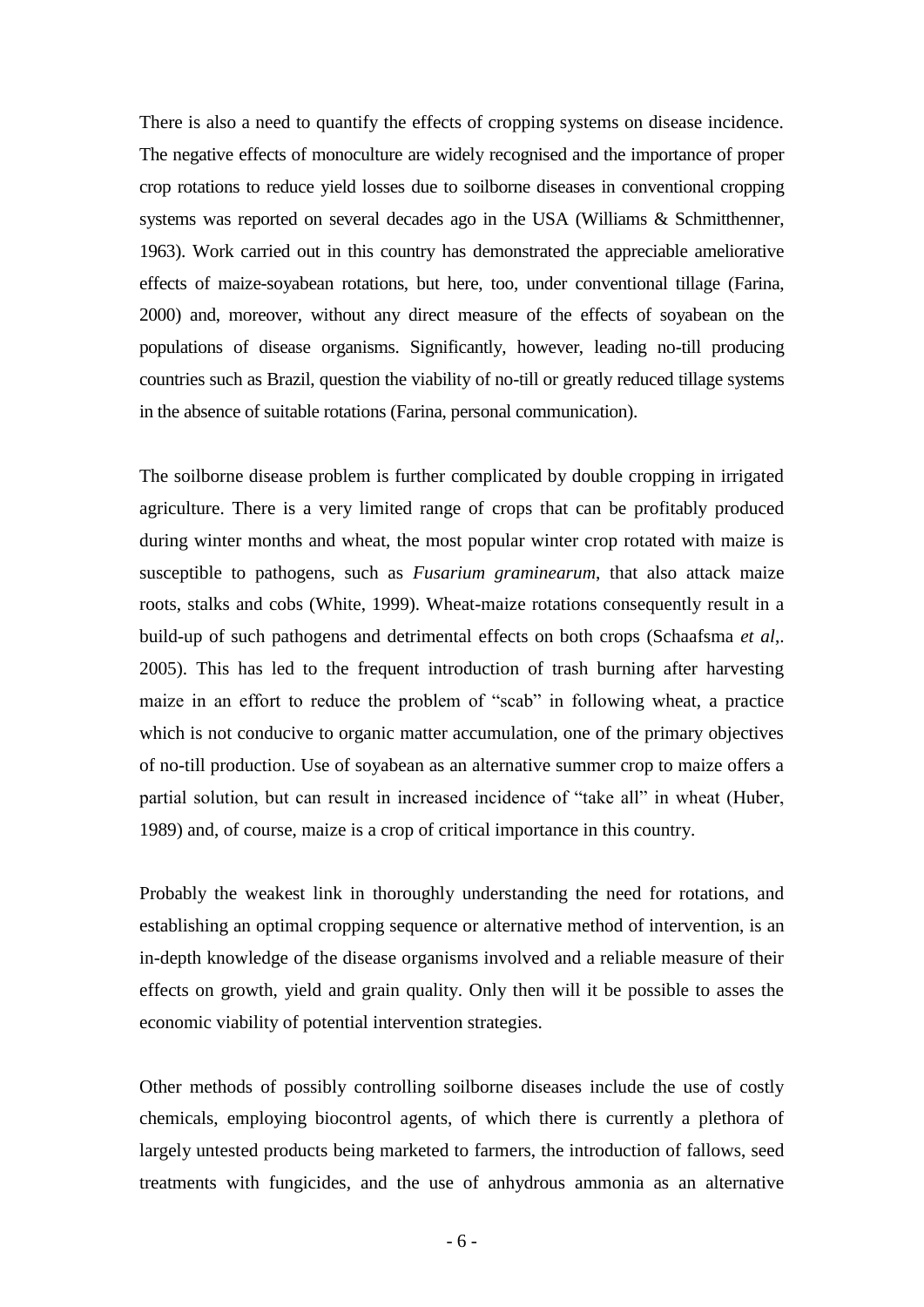There is also a need to quantify the effects of cropping systems on disease incidence. The negative effects of monoculture are widely recognised and the importance of proper crop rotations to reduce yield losses due to soilborne diseases in conventional cropping systems was reported on several decades ago in the USA (Williams & Schmitthenner, 1963). Work carried out in this country has demonstrated the appreciable ameliorative effects of maize-soyabean rotations, but here, too, under conventional tillage (Farina, 2000) and, moreover, without any direct measure of the effects of soyabean on the populations of disease organisms. Significantly, however, leading no-till producing countries such as Brazil, question the viability of no-till or greatly reduced tillage systems in the absence of suitable rotations (Farina, personal communication).

The soilborne disease problem is further complicated by double cropping in irrigated agriculture. There is a very limited range of crops that can be profitably produced during winter months and wheat, the most popular winter crop rotated with maize is susceptible to pathogens, such as *Fusarium graminearum*, that also attack maize roots, stalks and cobs (White, 1999). Wheat-maize rotations consequently result in a build-up of such pathogens and detrimental effects on both crops (Schaafsma *et al*,. 2005). This has led to the frequent introduction of trash burning after harvesting maize in an effort to reduce the problem of "scab" in following wheat, a practice which is not conducive to organic matter accumulation, one of the primary objectives of no-till production. Use of soyabean as an alternative summer crop to maize offers a partial solution, but can result in increased incidence of "take all" in wheat (Huber, 1989) and, of course, maize is a crop of critical importance in this country.

Probably the weakest link in thoroughly understanding the need for rotations, and establishing an optimal cropping sequence or alternative method of intervention, is an in-depth knowledge of the disease organisms involved and a reliable measure of their effects on growth, yield and grain quality. Only then will it be possible to asses the economic viability of potential intervention strategies.

Other methods of possibly controlling soilborne diseases include the use of costly chemicals, employing biocontrol agents, of which there is currently a plethora of largely untested products being marketed to farmers, the introduction of fallows, seed treatments with fungicides, and the use of anhydrous ammonia as an alternative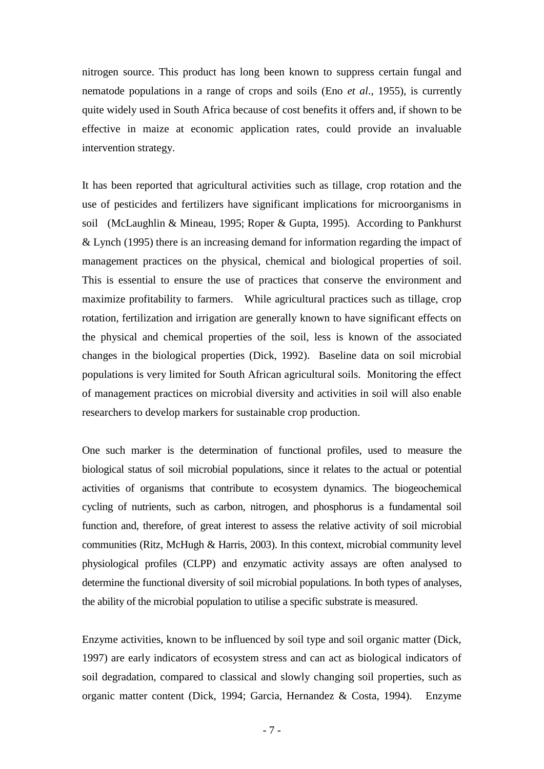nitrogen source. This product has long been known to suppress certain fungal and nematode populations in a range of crops and soils (Eno *et al*., 1955), is currently quite widely used in South Africa because of cost benefits it offers and, if shown to be effective in maize at economic application rates, could provide an invaluable intervention strategy.

It has been reported that agricultural activities such as tillage, crop rotation and the use of pesticides and fertilizers have significant implications for microorganisms in soil (McLaughlin & Mineau, 1995; Roper & Gupta, 1995). According to Pankhurst & Lynch (1995) there is an increasing demand for information regarding the impact of management practices on the physical, chemical and biological properties of soil. This is essential to ensure the use of practices that conserve the environment and maximize profitability to farmers. While agricultural practices such as tillage, crop rotation, fertilization and irrigation are generally known to have significant effects on the physical and chemical properties of the soil, less is known of the associated changes in the biological properties (Dick, 1992). Baseline data on soil microbial populations is very limited for South African agricultural soils. Monitoring the effect of management practices on microbial diversity and activities in soil will also enable researchers to develop markers for sustainable crop production.

One such marker is the determination of functional profiles, used to measure the biological status of soil microbial populations, since it relates to the actual or potential activities of organisms that contribute to ecosystem dynamics. The biogeochemical cycling of nutrients, such as carbon, nitrogen, and phosphorus is a fundamental soil function and, therefore, of great interest to assess the relative activity of soil microbial communities (Ritz, McHugh & Harris, 2003). In this context, microbial community level physiological profiles (CLPP) and enzymatic activity assays are often analysed to determine the functional diversity of soil microbial populations. In both types of analyses, the ability of the microbial population to utilise a specific substrate is measured.

Enzyme activities, known to be influenced by soil type and soil organic matter (Dick, 1997) are early indicators of ecosystem stress and can act as biological indicators of soil degradation, compared to classical and slowly changing soil properties, such as organic matter content (Dick, 1994; Garcia, Hernandez & Costa, 1994). Enzyme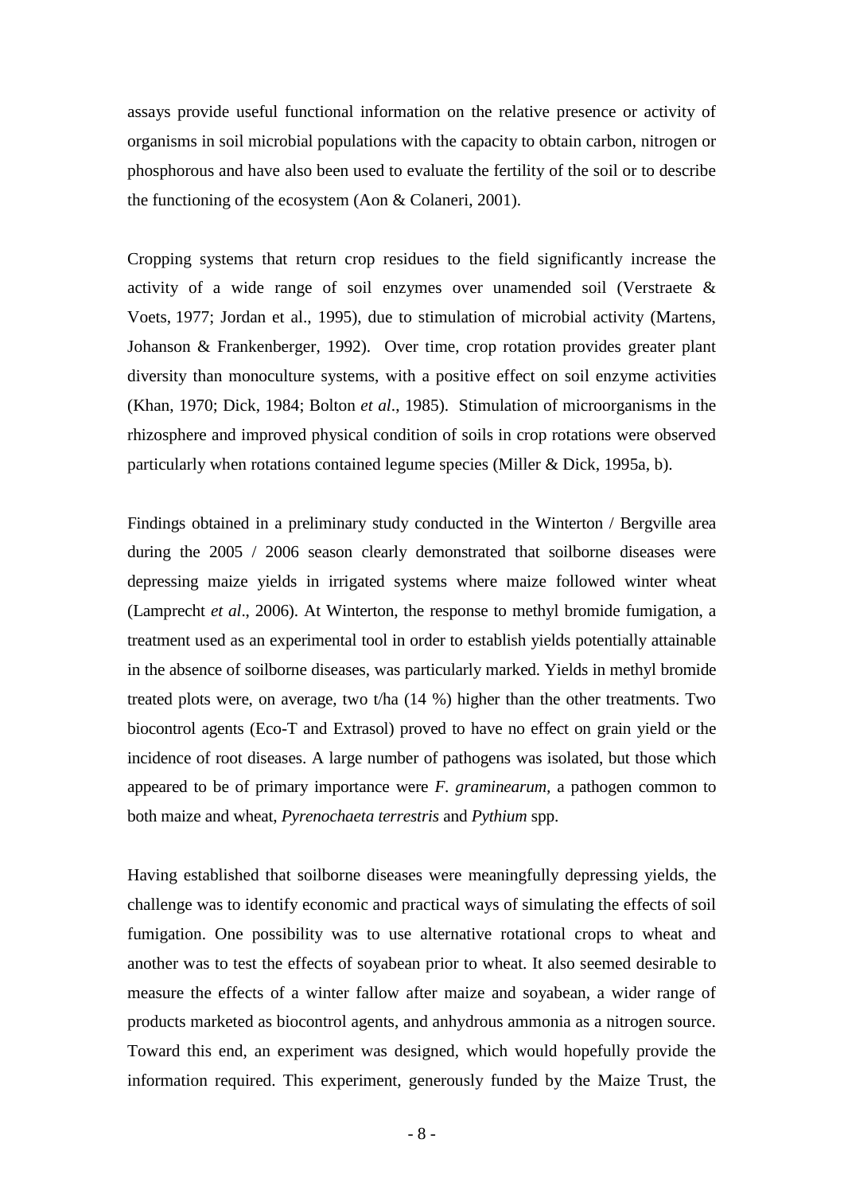assays provide useful functional information on the relative presence or activity of organisms in soil microbial populations with the capacity to obtain carbon, nitrogen or phosphorous and have also been used to evaluate the fertility of the soil or to describe the functioning of the ecosystem (Aon & Colaneri, 2001).

Cropping systems that return crop residues to the field significantly increase the activity of a wide range of soil enzymes over unamended soil (Verstraete & Voets, 1977; Jordan et al., 1995), due to stimulation of microbial activity (Martens, Johanson & Frankenberger, 1992). Over time, crop rotation provides greater plant diversity than monoculture systems, with a positive effect on soil enzyme activities (Khan, 1970; Dick, 1984; Bolton *et al*., 1985). Stimulation of microorganisms in the rhizosphere and improved physical condition of soils in crop rotations were observed particularly when rotations contained legume species (Miller & Dick, 1995a, b).

Findings obtained in a preliminary study conducted in the Winterton / Bergville area during the 2005 / 2006 season clearly demonstrated that soilborne diseases were depressing maize yields in irrigated systems where maize followed winter wheat (Lamprecht *et al*., 2006). At Winterton, the response to methyl bromide fumigation, a treatment used as an experimental tool in order to establish yields potentially attainable in the absence of soilborne diseases, was particularly marked. Yields in methyl bromide treated plots were, on average, two t/ha (14 %) higher than the other treatments. Two biocontrol agents (Eco-T and Extrasol) proved to have no effect on grain yield or the incidence of root diseases. A large number of pathogens was isolated, but those which appeared to be of primary importance were *F. graminearum*, a pathogen common to both maize and wheat, *Pyrenochaeta terrestris* and *Pythium* spp.

Having established that soilborne diseases were meaningfully depressing yields, the challenge was to identify economic and practical ways of simulating the effects of soil fumigation. One possibility was to use alternative rotational crops to wheat and another was to test the effects of soyabean prior to wheat. It also seemed desirable to measure the effects of a winter fallow after maize and soyabean, a wider range of products marketed as biocontrol agents, and anhydrous ammonia as a nitrogen source. Toward this end, an experiment was designed, which would hopefully provide the information required. This experiment, generously funded by the Maize Trust, the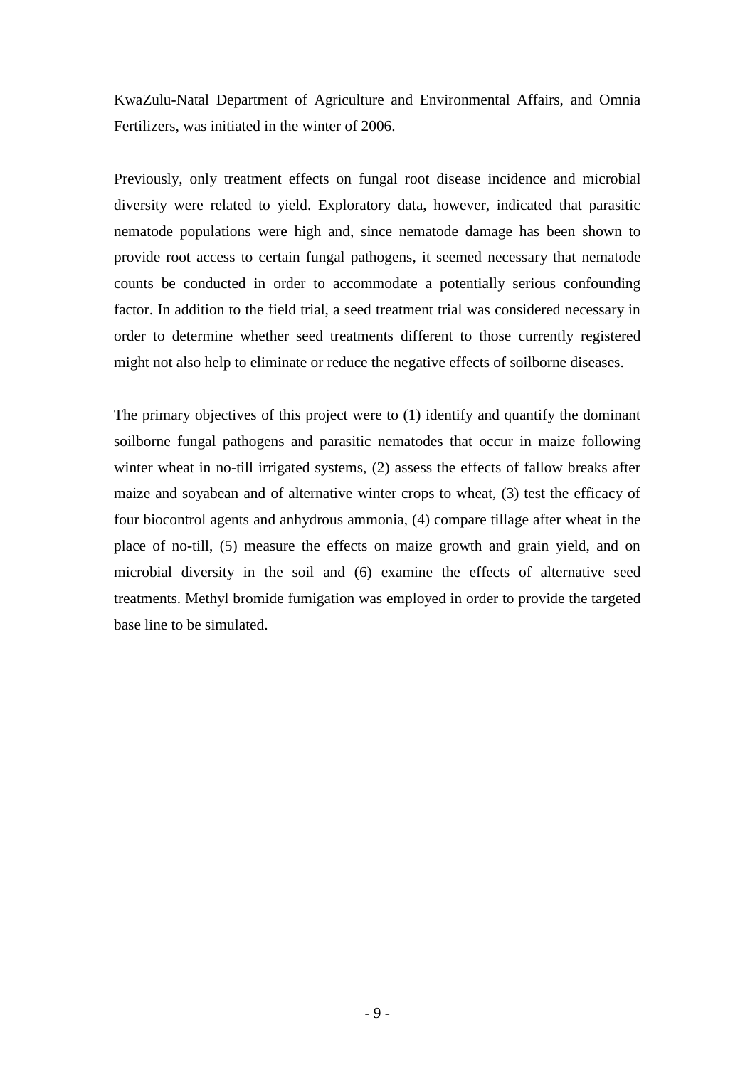KwaZulu-Natal Department of Agriculture and Environmental Affairs, and Omnia Fertilizers, was initiated in the winter of 2006.

Previously, only treatment effects on fungal root disease incidence and microbial diversity were related to yield. Exploratory data, however, indicated that parasitic nematode populations were high and, since nematode damage has been shown to provide root access to certain fungal pathogens, it seemed necessary that nematode counts be conducted in order to accommodate a potentially serious confounding factor. In addition to the field trial, a seed treatment trial was considered necessary in order to determine whether seed treatments different to those currently registered might not also help to eliminate or reduce the negative effects of soilborne diseases.

The primary objectives of this project were to (1) identify and quantify the dominant soilborne fungal pathogens and parasitic nematodes that occur in maize following winter wheat in no-till irrigated systems, (2) assess the effects of fallow breaks after maize and soyabean and of alternative winter crops to wheat, (3) test the efficacy of four biocontrol agents and anhydrous ammonia, (4) compare tillage after wheat in the place of no-till, (5) measure the effects on maize growth and grain yield, and on microbial diversity in the soil and (6) examine the effects of alternative seed treatments. Methyl bromide fumigation was employed in order to provide the targeted base line to be simulated.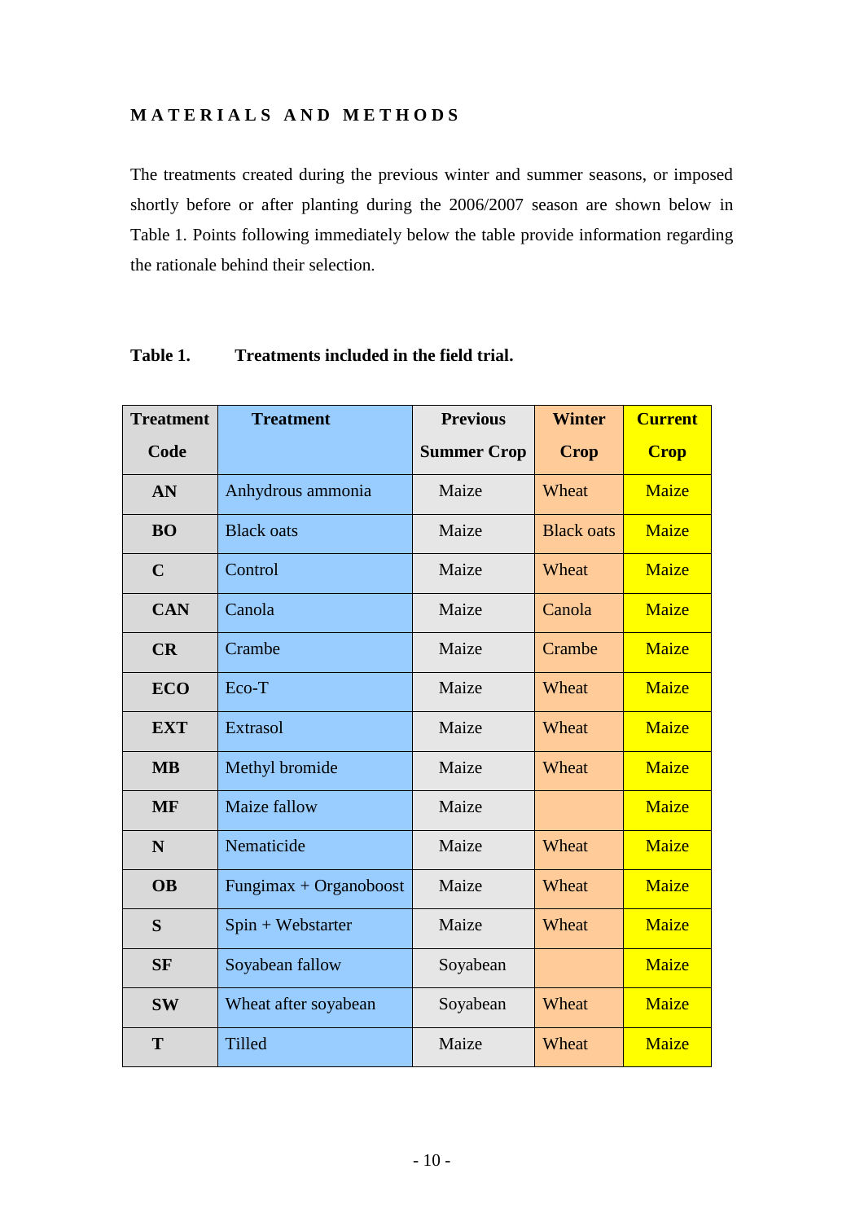## MATERIALS AND METHODS

The treatments created during the previous winter and summer seasons, or imposed shortly before or after planting during the 2006/2007 season are shown below in Table 1. Points following immediately below the table provide information regarding the rationale behind their selection.

**Table 1. Treatments included in the field trial.**

| Treatment Code | Treatment | Previous Summer Crop | Winter Crop | Current Crop |
|---|---|---|---|---|
| **AN** | Anhydrous ammonia | Maize | Wheat | Maize |
| **BO** | Black oats | Maize | Black oats | Maize |
| **C** | Control | Maize | Wheat | Maize |
| **CAN** | Canola | Maize | Canola | Maize |
| **CR** | Crambe | Maize | Crambe | Maize |
| **ECO** | Eco-T | Maize | Wheat | Maize |
| **EXT** | Extrasol | Maize | Wheat | Maize |
| **MB** | Methyl bromide | Maize | Wheat | Maize |
| **MF** | Maize fallow | Maize | | Maize |
| **N** | Nematicide | Maize | Wheat | Maize |
| **OB** | Fungimax + Organoboost | Maize | Wheat | Maize |
| **S** | Spin + Webstarter | Maize | Wheat | Maize |
| **SF** | Soyabean fallow | Soyabean | | Maize |
| **SW** | Wheat after soyabean | Soyabean | Wheat | Maize |
| **T** | Tilled | Maize | Wheat | Maize |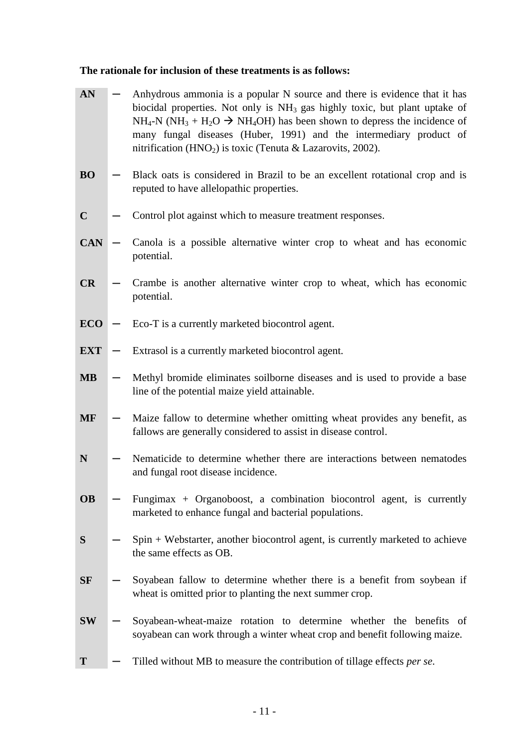**The rationale for inclusion of these treatments is as follows:**

**AN** – Anhydrous ammonia is a popular N source and there is evidence that it has biocidal properties. Not only is $NH_3$ gas highly toxic, but plant uptake of $NH_4$-N ($NH_3 + H_2O \rightarrow NH_4OH$) has been shown to depress the incidence of many fungal diseases (Huber, 1991) and the intermediary product of nitrification ($HNO_2$) is toxic (Tenuta & Lazarovits, 2002).

**BO** – Black oats is considered in Brazil to be an excellent rotational crop and is reputed to have allelopathic properties.

**C** – Control plot against which to measure treatment responses.

**CAN** – Canola is a possible alternative winter crop to wheat and has economic potential.

**CR** – Crambe is another alternative winter crop to wheat, which has economic potential.

**ECO** – Eco-T is a currently marketed biocontrol agent.

**EXT** – Extrasol is a currently marketed biocontrol agent.

**MB** – Methyl bromide eliminates soilborne diseases and is used to provide a base line of the potential maize yield attainable.

**MF** – Maize fallow to determine whether omitting wheat provides any benefit, as fallows are generally considered to assist in disease control.

**N** – Nematicide to determine whether there are interactions between nematodes and fungal root disease incidence.

**OB** – Fungimax + Organoboost, a combination biocontrol agent, is currently marketed to enhance fungal and bacterial populations.

**S** – Spin + Webstarter, another biocontrol agent, is currently marketed to achieve the same effects as OB.

**SF** – Soyabean fallow to determine whether there is a benefit from soybean if wheat is omitted prior to planting the next summer crop.

**SW** – Soyabean-wheat-maize rotation to determine whether the benefits of soyabean can work through a winter wheat crop and benefit following maize.

**T** – Tilled without MB to measure the contribution of tillage effects *per se.*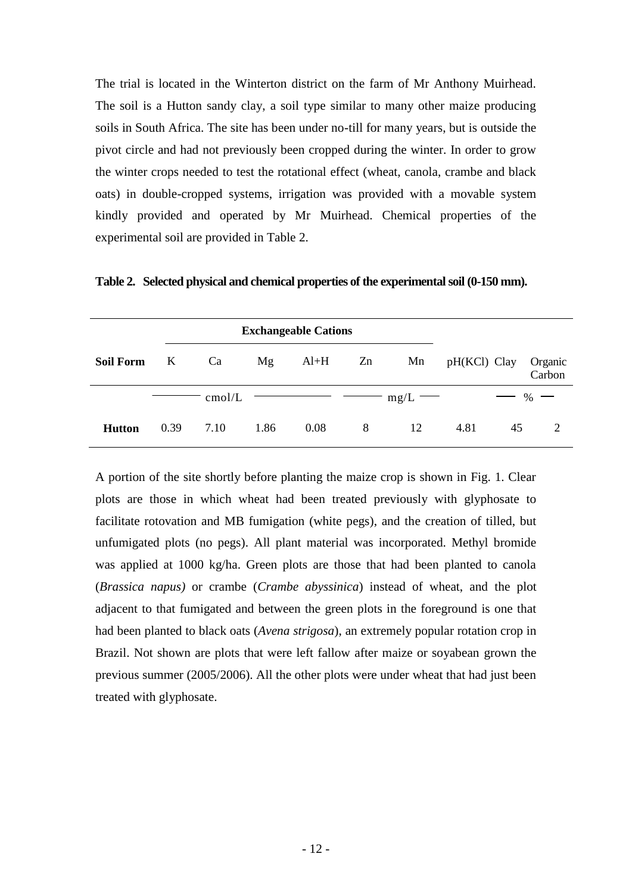The trial is located in the Winterton district on the farm of Mr Anthony Muirhead. The soil is a Hutton sandy clay, a soil type similar to many other maize producing soils in South Africa. The site has been under no-till for many years, but is outside the pivot circle and had not previously been cropped during the winter. In order to grow the winter crops needed to test the rotational effect (wheat, canola, crambe and black oats) in double-cropped systems, irrigation was provided with a movable system kindly provided and operated by Mr Muirhead. Chemical properties of the experimental soil are provided in Table 2.

**Table 2. Selected physical and chemical properties of the experimental soil (0-150 mm).**

| | Exchangeable Cations | | | | | | | | |
|---|---|---|---|---|---|---|---|---|---|
| **Soil Form** | K | Ca | Mg | Al+H | Zn | Mn | pH(KCl) | Clay | Organic Carbon |
| | cmol/L | | | | mg/L | | | % | |
| **Hutton** | 0.39 | 7.10 | 1.86 | 0.08 | 8 | 12 | 4.81 | 45 | 2 |

A portion of the site shortly before planting the maize crop is shown in Fig. 1. Clear plots are those in which wheat had been treated previously with glyphosate to facilitate rotovation and MB fumigation (white pegs), and the creation of tilled, but unfumigated plots (no pegs). All plant material was incorporated. Methyl bromide was applied at 1000 kg/ha. Green plots are those that had been planted to canola (*Brassica napus)* or crambe (*Crambe abyssinica*) instead of wheat, and the plot adjacent to that fumigated and between the green plots in the foreground is one that had been planted to black oats (*Avena strigosa*), an extremely popular rotation crop in Brazil. Not shown are plots that were left fallow after maize or soyabean grown the previous summer (2005/2006). All the other plots were under wheat that had just been treated with glyphosate.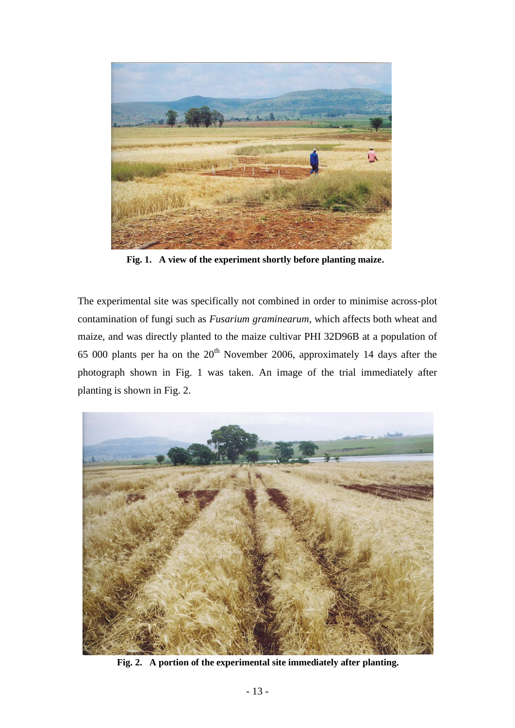**Fig. 1. A view of the experiment shortly before planting maize.**

The experimental site was specifically not combined in order to minimise across-plot contamination of fungi such as *Fusarium graminearum*, which affects both wheat and maize, and was directly planted to the maize cultivar PHI 32D96B at a population of 65 000 plants per ha on the 20th November 2006, approximately 14 days after the photograph shown in Fig. 1 was taken. An image of the trial immediately after planting is shown in Fig. 2.

**Fig. 2. A portion of the experimental site immediately after planting.**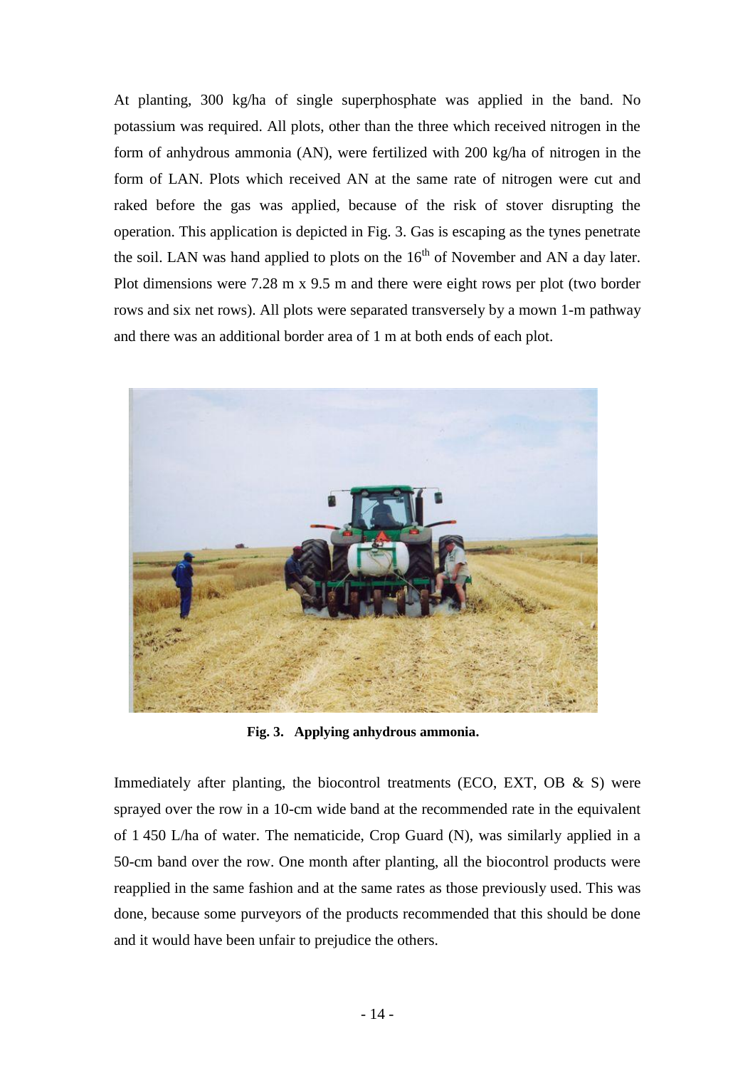At planting, 300 kg/ha of single superphosphate was applied in the band. No potassium was required. All plots, other than the three which received nitrogen in the form of anhydrous ammonia (AN), were fertilized with 200 kg/ha of nitrogen in the form of LAN. Plots which received AN at the same rate of nitrogen were cut and raked before the gas was applied, because of the risk of stover disrupting the operation. This application is depicted in Fig. 3. Gas is escaping as the tynes penetrate the soil. LAN was hand applied to plots on the 16th of November and AN a day later. Plot dimensions were 7.28 m x 9.5 m and there were eight rows per plot (two border rows and six net rows). All plots were separated transversely by a mown 1-m pathway and there was an additional border area of 1 m at both ends of each plot.

**Fig. 3. Applying anhydrous ammonia.**

Immediately after planting, the biocontrol treatments (ECO, EXT, OB & S) were sprayed over the row in a 10-cm wide band at the recommended rate in the equivalent of 1 450 L/ha of water. The nematicide, Crop Guard (N), was similarly applied in a 50-cm band over the row. One month after planting, all the biocontrol products were reapplied in the same fashion and at the same rates as those previously used. This was done, because some purveyors of the products recommended that this should be done and it would have been unfair to prejudice the others.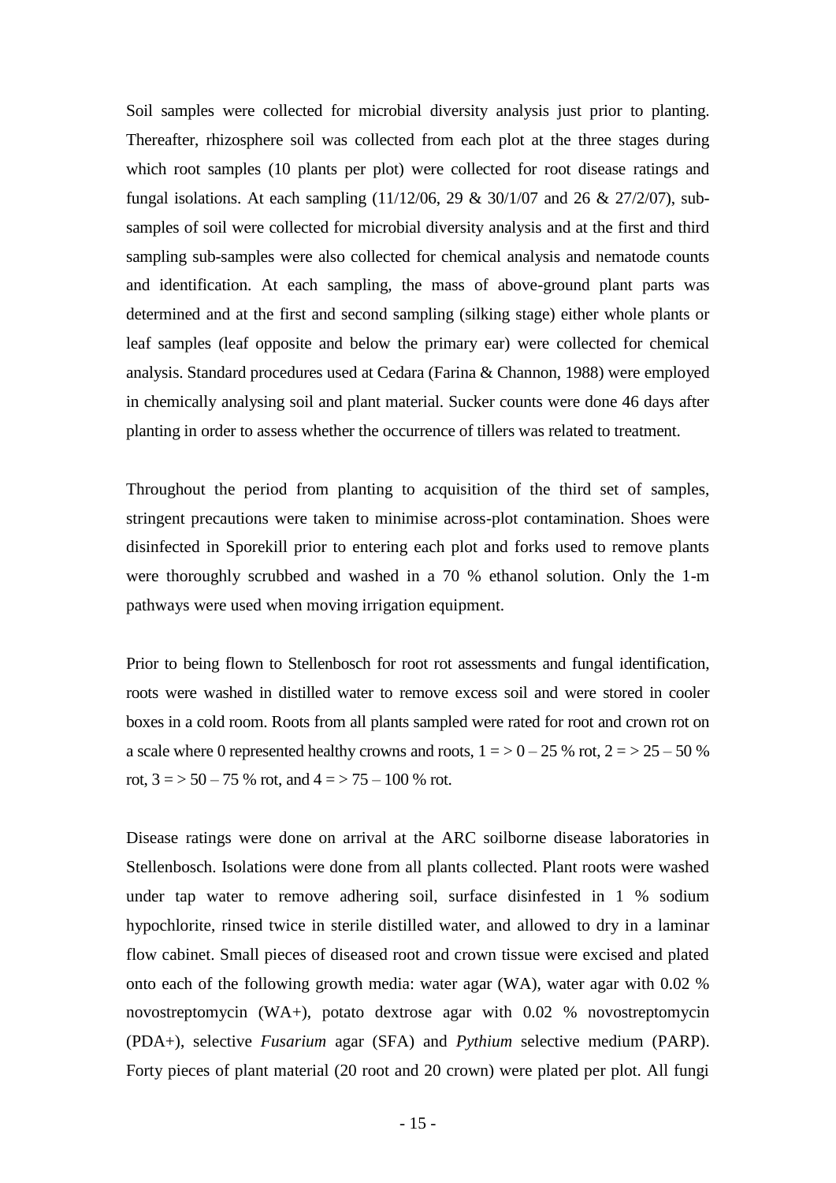Soil samples were collected for microbial diversity analysis just prior to planting. Thereafter, rhizosphere soil was collected from each plot at the three stages during which root samples (10 plants per plot) were collected for root disease ratings and fungal isolations. At each sampling (11/12/06, 29 & 30/1/07 and 26 & 27/2/07), sub-samples of soil were collected for microbial diversity analysis and at the first and third sampling sub-samples were also collected for chemical analysis and nematode counts and identification. At each sampling, the mass of above-ground plant parts was determined and at the first and second sampling (silking stage) either whole plants or leaf samples (leaf opposite and below the primary ear) were collected for chemical analysis. Standard procedures used at Cedara (Farina & Channon, 1988) were employed in chemically analysing soil and plant material. Sucker counts were done 46 days after planting in order to assess whether the occurrence of tillers was related to treatment.

Throughout the period from planting to acquisition of the third set of samples, stringent precautions were taken to minimise across-plot contamination. Shoes were disinfected in Sporekill prior to entering each plot and forks used to remove plants were thoroughly scrubbed and washed in a 70 % ethanol solution. Only the 1-m pathways were used when moving irrigation equipment.

Prior to being flown to Stellenbosch for root rot assessments and fungal identification, roots were washed in distilled water to remove excess soil and were stored in cooler boxes in a cold room. Roots from all plants sampled were rated for root and crown rot on a scale where 0 represented healthy crowns and roots, 1 = > 0 – 25 % rot, 2 = > 25 – 50 % rot, 3 = > 50 – 75 % rot, and 4 = > 75 – 100 % rot.

Disease ratings were done on arrival at the ARC soilborne disease laboratories in Stellenbosch. Isolations were done from all plants collected. Plant roots were washed under tap water to remove adhering soil, surface disinfested in 1 % sodium hypochlorite, rinsed twice in sterile distilled water, and allowed to dry in a laminar flow cabinet. Small pieces of diseased root and crown tissue were excised and plated onto each of the following growth media: water agar (WA), water agar with 0.02 % novostreptomycin (WA+), potato dextrose agar with 0.02 % novostreptomycin (PDA+), selective *Fusarium* agar (SFA) and *Pythium* selective medium (PARP). Forty pieces of plant material (20 root and 20 crown) were plated per plot. All fungi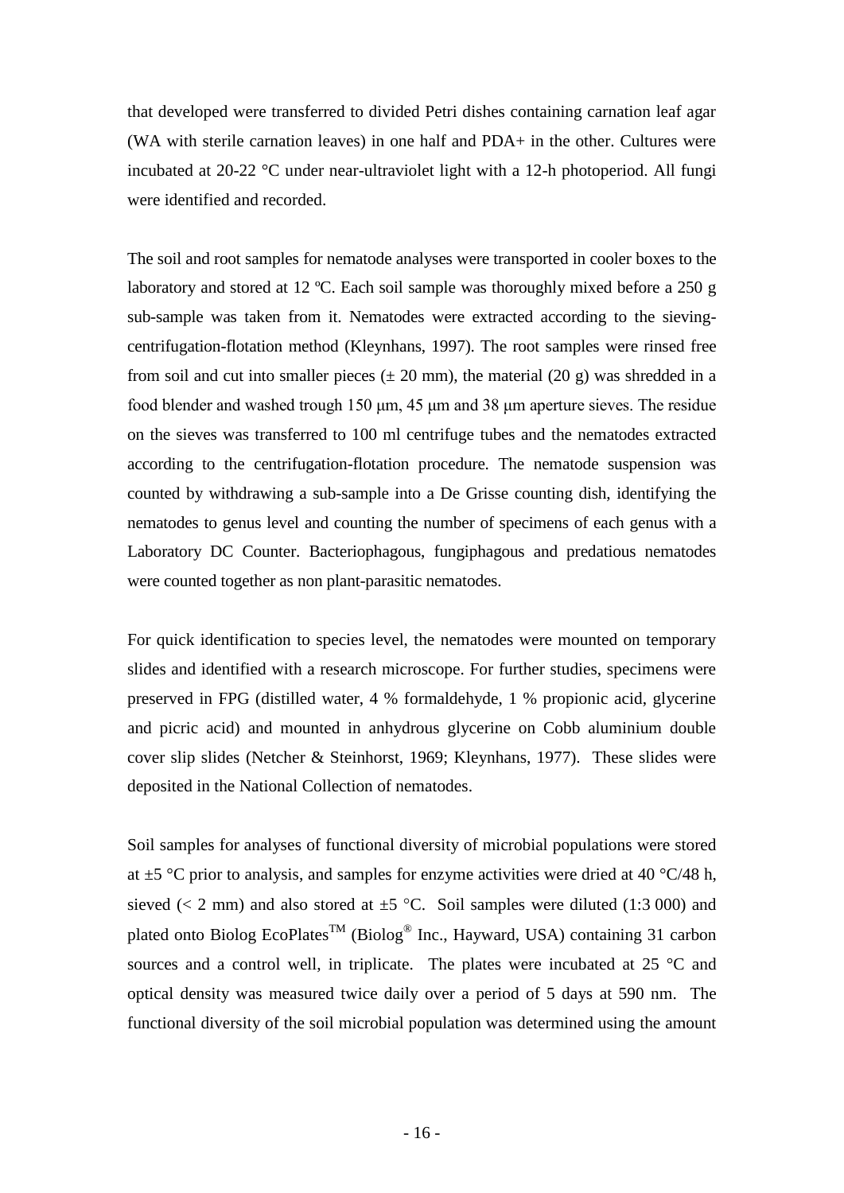that developed were transferred to divided Petri dishes containing carnation leaf agar (WA with sterile carnation leaves) in one half and PDA+ in the other. Cultures were incubated at 20-22 °C under near-ultraviolet light with a 12-h photoperiod. All fungi were identified and recorded.

The soil and root samples for nematode analyses were transported in cooler boxes to the laboratory and stored at 12 ºC. Each soil sample was thoroughly mixed before a 250 g sub-sample was taken from it. Nematodes were extracted according to the sieving-centrifugation-flotation method (Kleynhans, 1997). The root samples were rinsed free from soil and cut into smaller pieces (± 20 mm), the material (20 g) was shredded in a food blender and washed trough 150 μm, 45 μm and 38 μm aperture sieves. The residue on the sieves was transferred to 100 ml centrifuge tubes and the nematodes extracted according to the centrifugation-flotation procedure. The nematode suspension was counted by withdrawing a sub-sample into a De Grisse counting dish, identifying the nematodes to genus level and counting the number of specimens of each genus with a Laboratory DC Counter. Bacteriophagous, fungiphagous and predatious nematodes were counted together as non plant-parasitic nematodes.

For quick identification to species level, the nematodes were mounted on temporary slides and identified with a research microscope. For further studies, specimens were preserved in FPG (distilled water, 4 % formaldehyde, 1 % propionic acid, glycerine and picric acid) and mounted in anhydrous glycerine on Cobb aluminium double cover slip slides (Netcher & Steinhorst, 1969; Kleynhans, 1977). These slides were deposited in the National Collection of nematodes.

Soil samples for analyses of functional diversity of microbial populations were stored at ±5 °C prior to analysis, and samples for enzyme activities were dried at 40 °C/48 h, sieved (< 2 mm) and also stored at ±5 °C. Soil samples were diluted (1:3 000) and plated onto Biolog EcoPlates™ (Biolog® Inc., Hayward, USA) containing 31 carbon sources and a control well, in triplicate. The plates were incubated at 25 °C and optical density was measured twice daily over a period of 5 days at 590 nm. The functional diversity of the soil microbial population was determined using the amount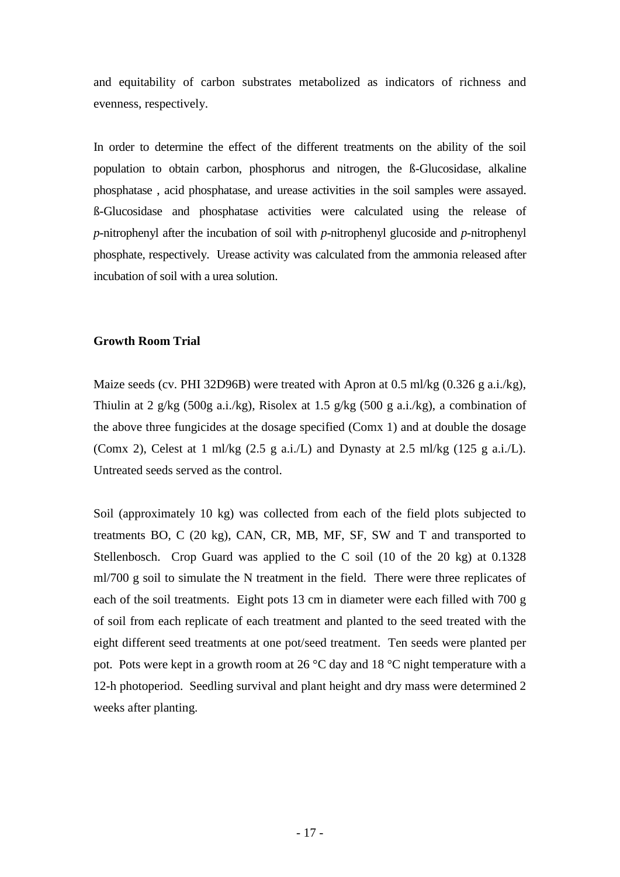and equitability of carbon substrates metabolized as indicators of richness and evenness, respectively.

In order to determine the effect of the different treatments on the ability of the soil population to obtain carbon, phosphorus and nitrogen, the ß-Glucosidase, alkaline phosphatase , acid phosphatase, and urease activities in the soil samples were assayed. ß-Glucosidase and phosphatase activities were calculated using the release of *p*-nitrophenyl after the incubation of soil with *p*-nitrophenyl glucoside and *p*-nitrophenyl phosphate, respectively. Urease activity was calculated from the ammonia released after incubation of soil with a urea solution.

**Growth Room Trial**

Maize seeds (cv. PHI 32D96B) were treated with Apron at 0.5 ml/kg (0.326 g a.i./kg), Thiulin at 2 g/kg (500g a.i./kg), Risolex at 1.5 g/kg (500 g a.i./kg), a combination of the above three fungicides at the dosage specified (Comx 1) and at double the dosage (Comx 2), Celest at 1 ml/kg (2.5 g a.i./L) and Dynasty at 2.5 ml/kg (125 g a.i./L). Untreated seeds served as the control.

Soil (approximately 10 kg) was collected from each of the field plots subjected to treatments BO, C (20 kg), CAN, CR, MB, MF, SF, SW and T and transported to Stellenbosch. Crop Guard was applied to the C soil (10 of the 20 kg) at 0.1328 ml/700 g soil to simulate the N treatment in the field. There were three replicates of each of the soil treatments. Eight pots 13 cm in diameter were each filled with 700 g of soil from each replicate of each treatment and planted to the seed treated with the eight different seed treatments at one pot/seed treatment. Ten seeds were planted per pot. Pots were kept in a growth room at 26 °C day and 18 °C night temperature with a 12-h photoperiod. Seedling survival and plant height and dry mass were determined 2 weeks after planting.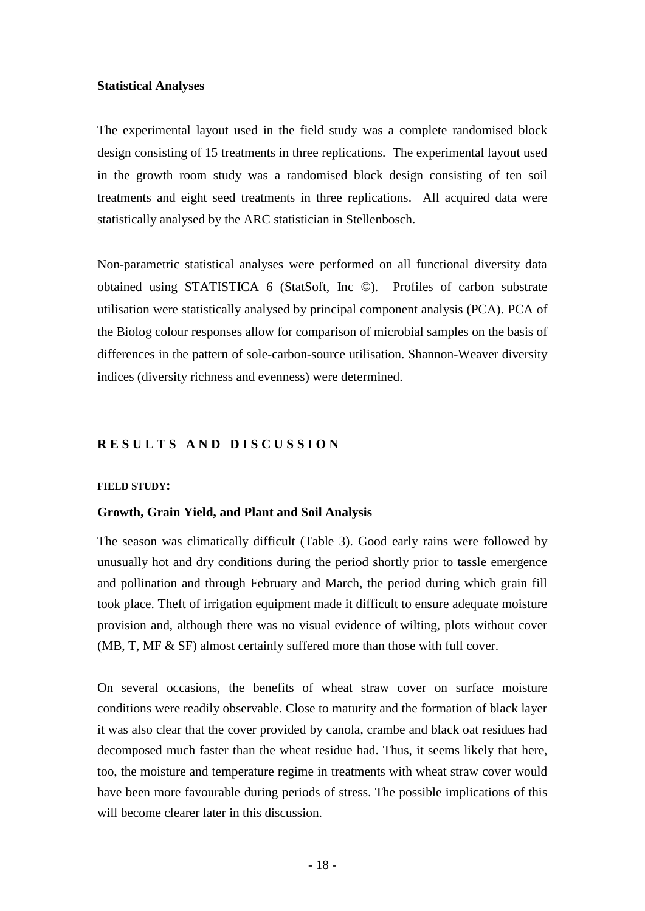### Statistical Analyses

The experimental layout used in the field study was a complete randomised block design consisting of 15 treatments in three replications. The experimental layout used in the growth room study was a randomised block design consisting of ten soil treatments and eight seed treatments in three replications. All acquired data were statistically analysed by the ARC statistician in Stellenbosch.

Non-parametric statistical analyses were performed on all functional diversity data obtained using STATISTICA 6 (StatSoft, Inc ©). Profiles of carbon substrate utilisation were statistically analysed by principal component analysis (PCA). PCA of the Biolog colour responses allow for comparison of microbial samples on the basis of differences in the pattern of sole-carbon-source utilisation. Shannon-Weaver diversity indices (diversity richness and evenness) were determined.

## RESULTS AND DISCUSSION

#### FIELD STUDY:

### Growth, Grain Yield, and Plant and Soil Analysis

The season was climatically difficult (Table 3). Good early rains were followed by unusually hot and dry conditions during the period shortly prior to tassle emergence and pollination and through February and March, the period during which grain fill took place. Theft of irrigation equipment made it difficult to ensure adequate moisture provision and, although there was no visual evidence of wilting, plots without cover (MB, T, MF & SF) almost certainly suffered more than those with full cover.

On several occasions, the benefits of wheat straw cover on surface moisture conditions were readily observable. Close to maturity and the formation of black layer it was also clear that the cover provided by canola, crambe and black oat residues had decomposed much faster than the wheat residue had. Thus, it seems likely that here, too, the moisture and temperature regime in treatments with wheat straw cover would have been more favourable during periods of stress. The possible implications of this will become clearer later in this discussion.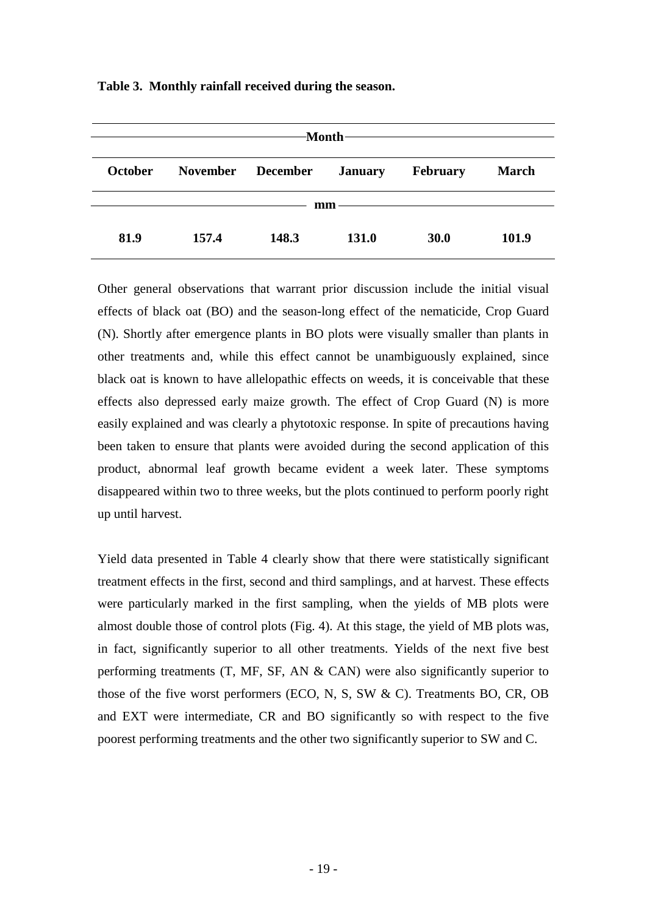**Table 3. Monthly rainfall received during the season.**

| Month | | | | | |
|---|---|---|---|---|---|
| October | November | December | January | February | March |
| mm | | | | | |
| **81.9** | **157.4** | **148.3** | **131.0** | **30.0** | **101.9** |

Other general observations that warrant prior discussion include the initial visual effects of black oat (BO) and the season-long effect of the nematicide, Crop Guard (N). Shortly after emergence plants in BO plots were visually smaller than plants in other treatments and, while this effect cannot be unambiguously explained, since black oat is known to have allelopathic effects on weeds, it is conceivable that these effects also depressed early maize growth. The effect of Crop Guard (N) is more easily explained and was clearly a phytotoxic response. In spite of precautions having been taken to ensure that plants were avoided during the second application of this product, abnormal leaf growth became evident a week later. These symptoms disappeared within two to three weeks, but the plots continued to perform poorly right up until harvest.

Yield data presented in Table 4 clearly show that there were statistically significant treatment effects in the first, second and third samplings, and at harvest. These effects were particularly marked in the first sampling, when the yields of MB plots were almost double those of control plots (Fig. 4). At this stage, the yield of MB plots was, in fact, significantly superior to all other treatments. Yields of the next five best performing treatments (T, MF, SF, AN & CAN) were also significantly superior to those of the five worst performers (ECO, N, S, SW & C). Treatments BO, CR, OB and EXT were intermediate, CR and BO significantly so with respect to the five poorest performing treatments and the other two significantly superior to SW and C.